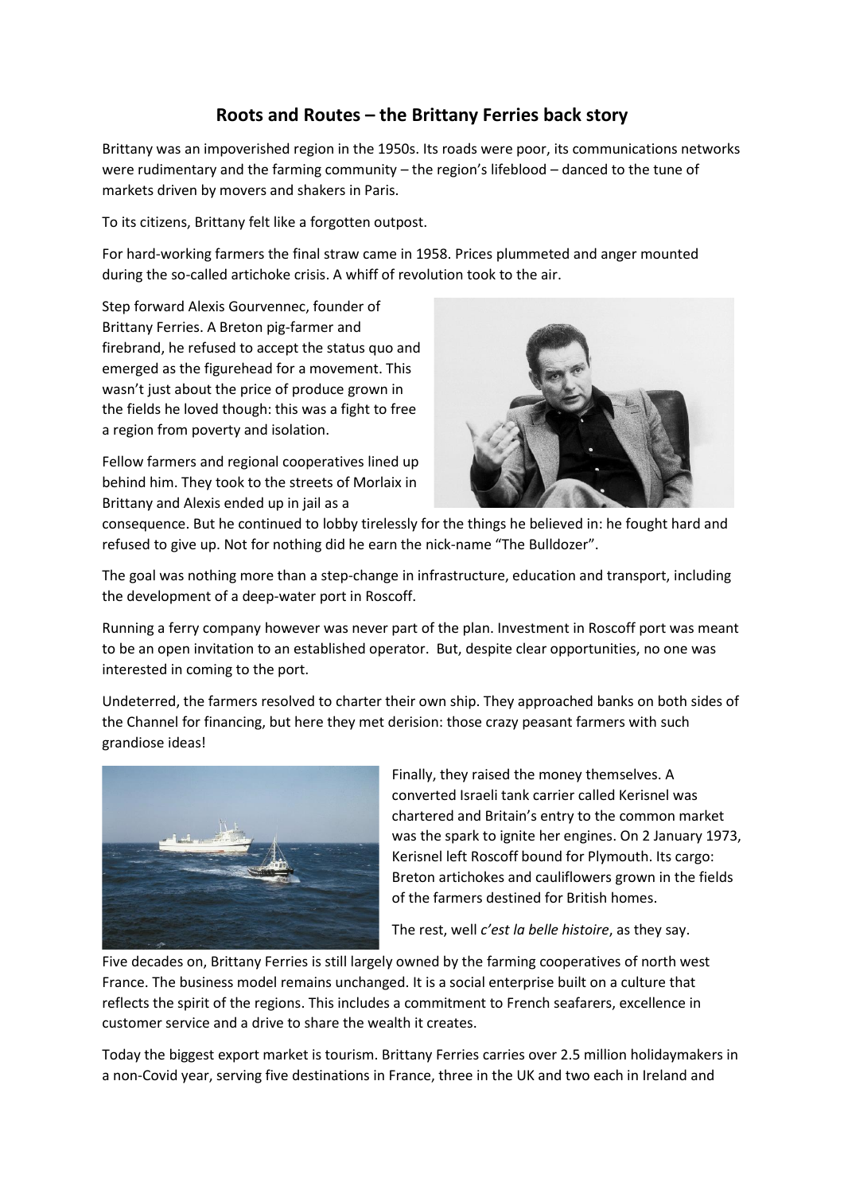# Roots and Routes – the Brittany Ferries back story

Brittany was an impoverished region in the 1950s. Its roads were poor, its communications networks were rudimentary and the farming community – the region's lifeblood – danced to the tune of markets driven by movers and shakers in Paris.

To its citizens, Brittany felt like a forgotten outpost.

For hard-working farmers the final straw came in 1958. Prices plummeted and anger mounted during the so-called artichoke crisis. A whiff of revolution took to the air.

Step forward Alexis Gourvennec, founder of Brittany Ferries. A Breton pig-farmer and firebrand, he refused to accept the status quo and emerged as the figurehead for a movement. This wasn't just about the price of produce grown in the fields he loved though: this was a fight to free a region from poverty and isolation.

Fellow farmers and regional cooperatives lined up behind him. They took to the streets of Morlaix in Brittany and Alexis ended up in jail as a consequence. But he continued to lobby tirelessly for the things he believed in: he fought hard and refused to give up. Not for nothing did he earn the nick-name "The Bulldozer".

The goal was nothing more than a step-change in infrastructure, education and transport, including the development of a deep-water port in Roscoff.

Running a ferry company however was never part of the plan. Investment in Roscoff port was meant to be an open invitation to an established operator. But, despite clear opportunities, no one was interested in coming to the port.

Undeterred, the farmers resolved to charter their own ship. They approached banks on both sides of the Channel for financing, but here they met derision: those crazy peasant farmers with such grandiose ideas!

Finally, they raised the money themselves. A converted Israeli tank carrier called Kerisnel was chartered and Britain's entry to the common market was the spark to ignite her engines. On 2 January 1973, Kerisnel left Roscoff bound for Plymouth. Its cargo: Breton artichokes and cauliflowers grown in the fields of the farmers destined for British homes.

The rest, well *c'est la belle histoire*, as they say.

Five decades on, Brittany Ferries is still largely owned by the farming cooperatives of north west France. The business model remains unchanged. It is a social enterprise built on a culture that reflects the spirit of the regions. This includes a commitment to French seafarers, excellence in customer service and a drive to share the wealth it creates.

Today the biggest export market is tourism. Brittany Ferries carries over 2.5 million holidaymakers in a non-Covid year, serving five destinations in France, three in the UK and two each in Ireland and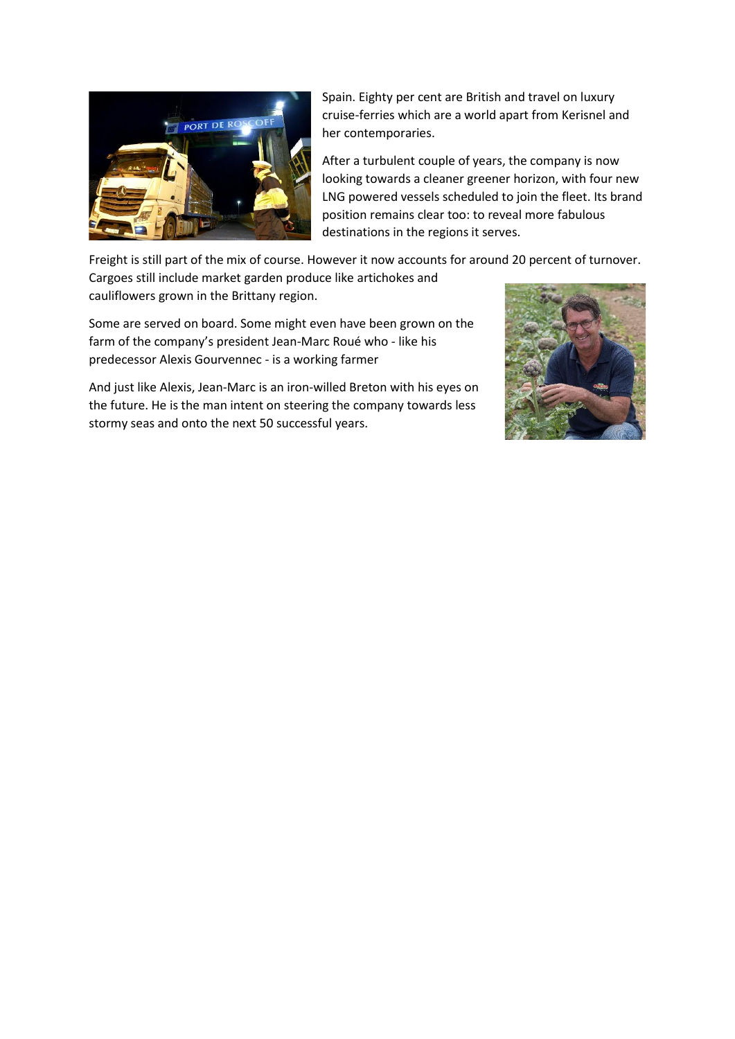Spain. Eighty per cent are British and travel on luxury cruise-ferries which are a world apart from Kerisnel and her contemporaries.

After a turbulent couple of years, the company is now looking towards a cleaner greener horizon, with four new LNG powered vessels scheduled to join the fleet. Its brand position remains clear too: to reveal more fabulous destinations in the regions it serves.

Freight is still part of the mix of course. However it now accounts for around 20 percent of turnover. Cargoes still include market garden produce like artichokes and cauliflowers grown in the Brittany region.

Some are served on board. Some might even have been grown on the farm of the company's president Jean-Marc Roué who - like his predecessor Alexis Gourvennec - is a working farmer

And just like Alexis, Jean-Marc is an iron-willed Breton with his eyes on the future. He is the man intent on steering the company towards less stormy seas and onto the next 50 successful years.